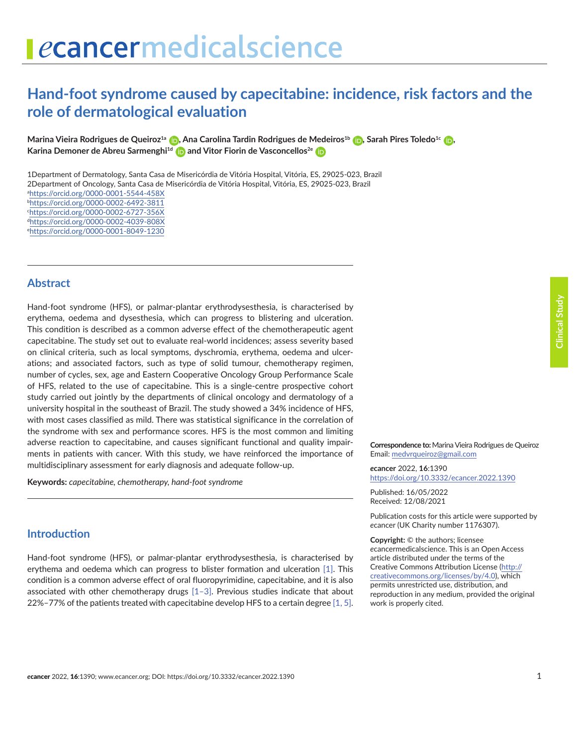# Hand-foot syndrome caused by capecitabine: incidence, risk factors and the role of dermatological evaluation

**Marina Vieira Rodrigues de Queiroz[1a], Ana Carolina Tardin Rodrigues de Medeiros[1b], Sarah Pires Toledo[1c], Karina Demoner de Abreu Sarmenghi[1d] and Vitor Fiorin de Vasconcellos[2e]**

1Department of Dermatology, Santa Casa de Misericórdia de Vitória Hospital, Vitória, ES, 29025-023, Brazil
2Department of Oncology, Santa Casa de Misericórdia de Vitória Hospital, Vitória, ES, 29025-023, Brazil
[a]https://orcid.org/0000-0001-5544-458X
[b]https://orcid.org/0000-0002-6492-3811
[c]https://orcid.org/0000-0002-6727-356X
[d]https://orcid.org/0000-0002-4039-808X
[e]https://orcid.org/0000-0001-8049-1230

## Abstract

Hand-foot syndrome (HFS), or palmar-plantar erythrodysesthesia, is characterised by erythema, oedema and dysesthesia, which can progress to blistering and ulceration. This condition is described as a common adverse effect of the chemotherapeutic agent capecitabine. The study set out to evaluate real-world incidences; assess severity based on clinical criteria, such as local symptoms, dyschromia, erythema, oedema and ulcerations; and associated factors, such as type of solid tumour, chemotherapy regimen, number of cycles, sex, age and Eastern Cooperative Oncology Group Performance Scale of HFS, related to the use of capecitabine. This is a single-centre prospective cohort study carried out jointly by the departments of clinical oncology and dermatology of a university hospital in the southeast of Brazil. The study showed a 34% incidence of HFS, with most cases classified as mild. There was statistical significance in the correlation of the syndrome with sex and performance scores. HFS is the most common and limiting adverse reaction to capecitabine, and causes significant functional and quality impairments in patients with cancer. With this study, we have reinforced the importance of multidisciplinary assessment for early diagnosis and adequate follow-up.

**Keywords:** *capecitabine, chemotherapy, hand-foot syndrome*

**Correspondence to:** Marina Vieira Rodrigues de Queiroz
Email: medvrqueiroz@gmail.com

*e*cancer 2022, **16**:1390
https://doi.org/10.3332/ecancer.2022.1390

Published: 16/05/2022
Received: 12/08/2021

Publication costs for this article were supported by *e*cancer (UK Charity number 1176307).

**Copyright:** © the authors; licensee *e*cancermedicalscience. This is an Open Access article distributed under the terms of the Creative Commons Attribution License (http://creativecommons.org/licenses/by/4.0), which permits unrestricted use, distribution, and reproduction in any medium, provided the original work is properly cited.

## Introduction

Hand-foot syndrome (HFS), or palmar-plantar erythrodysesthesia, is characterised by erythema and oedema which can progress to blister formation and ulceration [1]. This condition is a common adverse effect of oral fluoropyrimidine, capecitabine, and it is also associated with other chemotherapy drugs [1–3]. Previous studies indicate that about 22%–77% of the patients treated with capecitabine develop HFS to a certain degree [1, 5].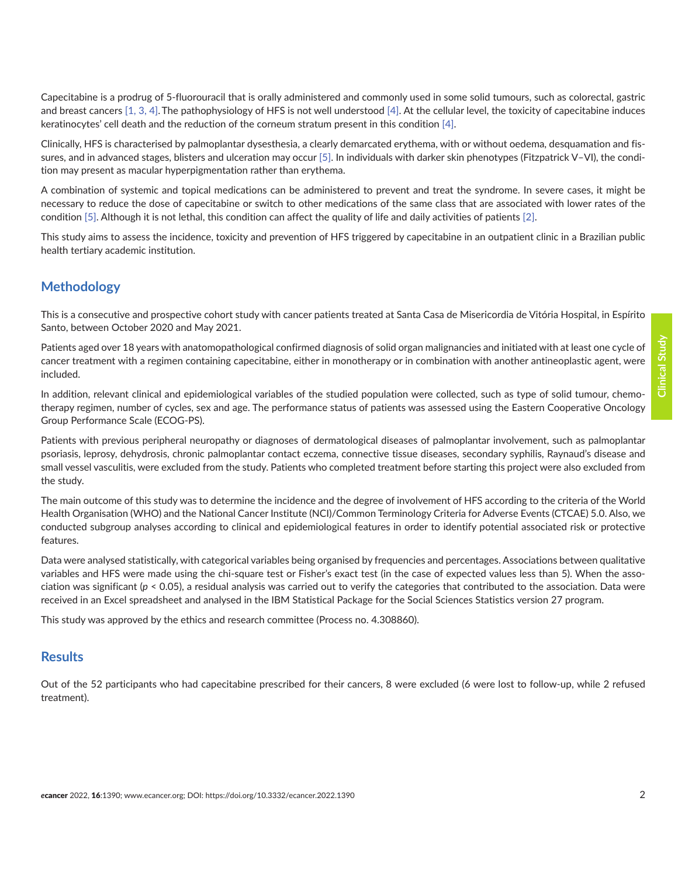Capecitabine is a prodrug of 5-fluorouracil that is orally administered and commonly used in some solid tumours, such as colorectal, gastric and breast cancers [1, 3, 4]. The pathophysiology of HFS is not well understood [4]. At the cellular level, the toxicity of capecitabine induces keratinocytes' cell death and the reduction of the corneum stratum present in this condition [4].

Clinically, HFS is characterised by palmoplantar dysesthesia, a clearly demarcated erythema, with or without oedema, desquamation and fissures, and in advanced stages, blisters and ulceration may occur [5]. In individuals with darker skin phenotypes (Fitzpatrick V–VI), the condition may present as macular hyperpigmentation rather than erythema.

A combination of systemic and topical medications can be administered to prevent and treat the syndrome. In severe cases, it might be necessary to reduce the dose of capecitabine or switch to other medications of the same class that are associated with lower rates of the condition [5]. Although it is not lethal, this condition can affect the quality of life and daily activities of patients [2].

This study aims to assess the incidence, toxicity and prevention of HFS triggered by capecitabine in an outpatient clinic in a Brazilian public health tertiary academic institution.

## Methodology

This is a consecutive and prospective cohort study with cancer patients treated at Santa Casa de Misericordia de Vitória Hospital, in Espírito Santo, between October 2020 and May 2021.

Patients aged over 18 years with anatomopathological confirmed diagnosis of solid organ malignancies and initiated with at least one cycle of cancer treatment with a regimen containing capecitabine, either in monotherapy or in combination with another antineoplastic agent, were included.

In addition, relevant clinical and epidemiological variables of the studied population were collected, such as type of solid tumour, chemotherapy regimen, number of cycles, sex and age. The performance status of patients was assessed using the Eastern Cooperative Oncology Group Performance Scale (ECOG-PS).

Patients with previous peripheral neuropathy or diagnoses of dermatological diseases of palmoplantar involvement, such as palmoplantar psoriasis, leprosy, dehydrosis, chronic palmoplantar contact eczema, connective tissue diseases, secondary syphilis, Raynaud's disease and small vessel vasculitis, were excluded from the study. Patients who completed treatment before starting this project were also excluded from the study.

The main outcome of this study was to determine the incidence and the degree of involvement of HFS according to the criteria of the World Health Organisation (WHO) and the National Cancer Institute (NCI)/Common Terminology Criteria for Adverse Events (CTCAE) 5.0. Also, we conducted subgroup analyses according to clinical and epidemiological features in order to identify potential associated risk or protective features.

Data were analysed statistically, with categorical variables being organised by frequencies and percentages. Associations between qualitative variables and HFS were made using the chi-square test or Fisher's exact test (in the case of expected values less than 5). When the association was significant ($p < 0.05$), a residual analysis was carried out to verify the categories that contributed to the association. Data were received in an Excel spreadsheet and analysed in the IBM Statistical Package for the Social Sciences Statistics version 27 program.

This study was approved by the ethics and research committee (Process no. 4.308860).

## Results

Out of the 52 participants who had capecitabine prescribed for their cancers, 8 were excluded (6 were lost to follow-up, while 2 refused treatment).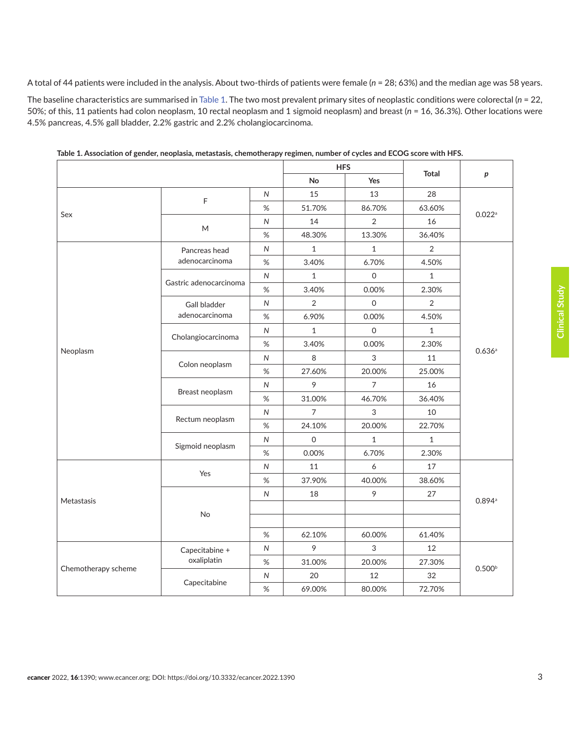A total of 44 patients were included in the analysis. About two-thirds of patients were female ($n$ = 28; 63%) and the median age was 58 years.

The baseline characteristics are summarised in Table 1. The two most prevalent primary sites of neoplastic conditions were colorectal ($n$ = 22, 50%; of this, 11 patients had colon neoplasm, 10 rectal neoplasm and 1 sigmoid neoplasm) and breast ($n$ = 16, 36.3%). Other locations were 4.5% pancreas, 4.5% gall bladder, 2.2% gastric and 2.2% cholangiocarcinoma.

**Table 1. Association of gender, neoplasia, metastasis, chemotherapy regimen, number of cycles and ECOG score with HFS.**

| | | | HFS | | Total | *p* |
|---|---|---|---|---|---|---|
| | | | No | Yes | | |
| Sex | F | *N* | 15 | 13 | 28 | 0.022[a] |
| | | % | 51.70% | 86.70% | 63.60% | |
| | M | *N* | 14 | 2 | 16 | |
| | | % | 48.30% | 13.30% | 36.40% | |
| Neoplasm | Pancreas head adenocarcinoma | *N* | 1 | 1 | 2 | 0.636[a] |
| | | % | 3.40% | 6.70% | 4.50% | |
| | Gastric adenocarcinoma | *N* | 1 | 0 | 1 | |
| | | % | 3.40% | 0.00% | 2.30% | |
| | Gall bladder adenocarcinoma | *N* | 2 | 0 | 2 | |
| | | % | 6.90% | 0.00% | 4.50% | |
| | Cholangiocarcinoma | *N* | 1 | 0 | 1 | |
| | | % | 3.40% | 0.00% | 2.30% | |
| | Colon neoplasm | *N* | 8 | 3 | 11 | |
| | | % | 27.60% | 20.00% | 25.00% | |
| | Breast neoplasm | *N* | 9 | 7 | 16 | |
| | | % | 31.00% | 46.70% | 36.40% | |
| | Rectum neoplasm | *N* | 7 | 3 | 10 | |
| | | % | 24.10% | 20.00% | 22.70% | |
| | Sigmoid neoplasm | *N* | 0 | 1 | 1 | |
| | | % | 0.00% | 6.70% | 2.30% | |
| Metastasis | Yes | *N* | 11 | 6 | 17 | 0.894[a] |
| | | % | 37.90% | 40.00% | 38.60% | |
| | No | *N* | 18 | 9 | 27 | |
| | | | | | | |
| | | | | | | |
| | | % | 62.10% | 60.00% | 61.40% | |
| Chemotherapy scheme | Capecitabine + oxaliplatin | *N* | 9 | 3 | 12 | 0.500[b] |
| | | % | 31.00% | 20.00% | 27.30% | |
| | Capecitabine | *N* | 20 | 12 | 32 | |
| | | % | 69.00% | 80.00% | 72.70% | |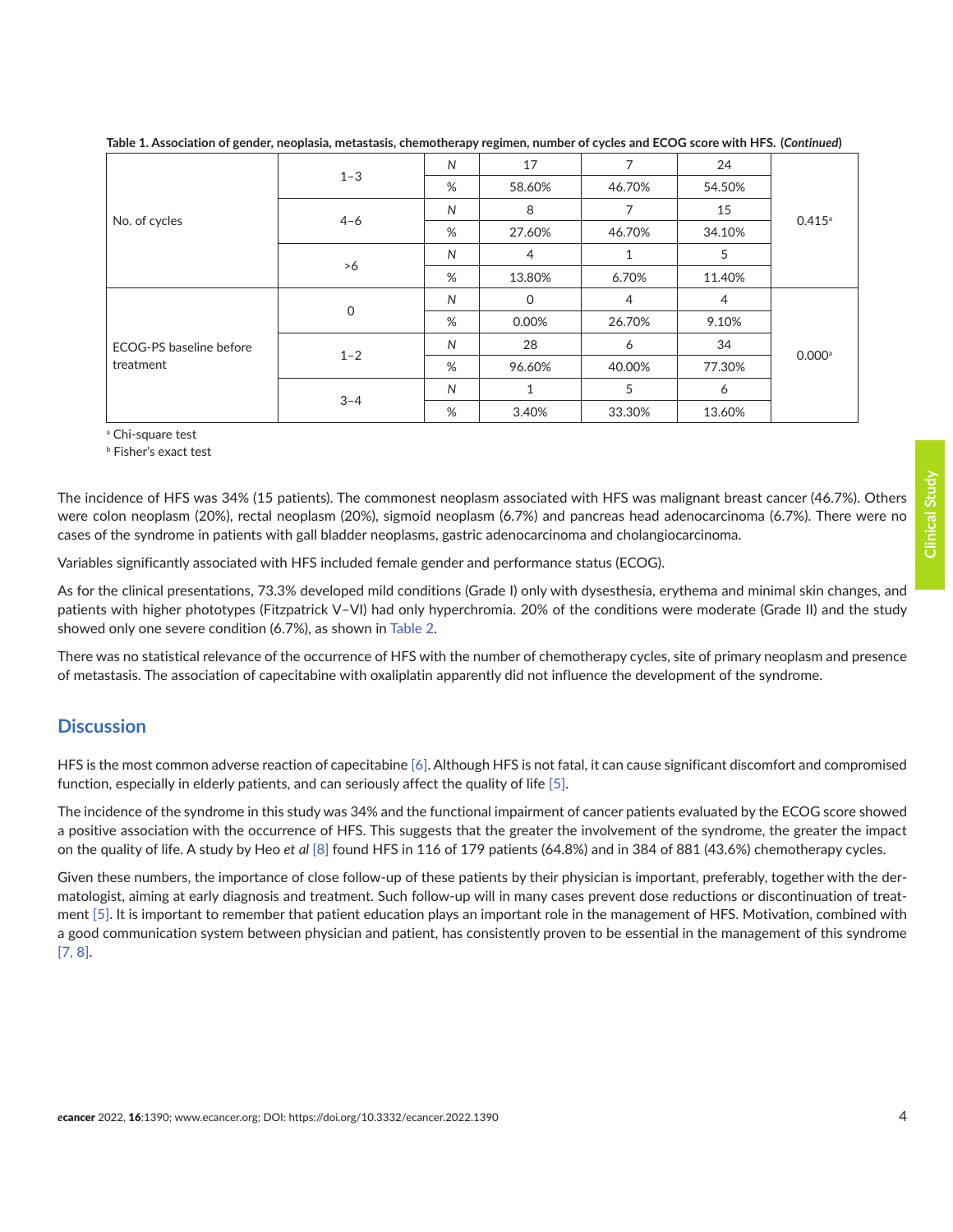**Table 1. Association of gender, neoplasia, metastasis, chemotherapy regimen, number of cycles and ECOG score with HFS. (*Continued*)**

| | | | | | | |
|---|---|---|---|---|---|---|
| No. of cycles | 1–3 | *N* | 17 | 7 | 24 | 0.415[a] |
| | | % | 58.60% | 46.70% | 54.50% | |
| | 4–6 | *N* | 8 | 7 | 15 | |
| | | % | 27.60% | 46.70% | 34.10% | |
| | >6 | *N* | 4 | 1 | 5 | |
| | | % | 13.80% | 6.70% | 11.40% | |
| ECOG-PS baseline before treatment | 0 | *N* | 0 | 4 | 4 | 0.000[a] |
| | | % | 0.00% | 26.70% | 9.10% | |
| | 1–2 | *N* | 28 | 6 | 34 | |
| | | % | 96.60% | 40.00% | 77.30% | |
| | 3–4 | *N* | 1 | 5 | 6 | |
| | | % | 3.40% | 33.30% | 13.60% | |

[a] Chi-square test

[b] Fisher's exact test

The incidence of HFS was 34% (15 patients). The commonest neoplasm associated with HFS was malignant breast cancer (46.7%). Others were colon neoplasm (20%), rectal neoplasm (20%), sigmoid neoplasm (6.7%) and pancreas head adenocarcinoma (6.7%). There were no cases of the syndrome in patients with gall bladder neoplasms, gastric adenocarcinoma and cholangiocarcinoma.

Variables significantly associated with HFS included female gender and performance status (ECOG).

As for the clinical presentations, 73.3% developed mild conditions (Grade I) only with dysesthesia, erythema and minimal skin changes, and patients with higher phototypes (Fitzpatrick V–VI) had only hyperchromia. 20% of the conditions were moderate (Grade II) and the study showed only one severe condition (6.7%), as shown in Table 2.

There was no statistical relevance of the occurrence of HFS with the number of chemotherapy cycles, site of primary neoplasm and presence of metastasis. The association of capecitabine with oxaliplatin apparently did not influence the development of the syndrome.

## Discussion

HFS is the most common adverse reaction of capecitabine [6]. Although HFS is not fatal, it can cause significant discomfort and compromised function, especially in elderly patients, and can seriously affect the quality of life [5].

The incidence of the syndrome in this study was 34% and the functional impairment of cancer patients evaluated by the ECOG score showed a positive association with the occurrence of HFS. This suggests that the greater the involvement of the syndrome, the greater the impact on the quality of life. A study by Heo *et al* [8] found HFS in 116 of 179 patients (64.8%) and in 384 of 881 (43.6%) chemotherapy cycles.

Given these numbers, the importance of close follow-up of these patients by their physician is important, preferably, together with the dermatologist, aiming at early diagnosis and treatment. Such follow-up will in many cases prevent dose reductions or discontinuation of treatment [5]. It is important to remember that patient education plays an important role in the management of HFS. Motivation, combined with a good communication system between physician and patient, has consistently proven to be essential in the management of this syndrome [7, 8].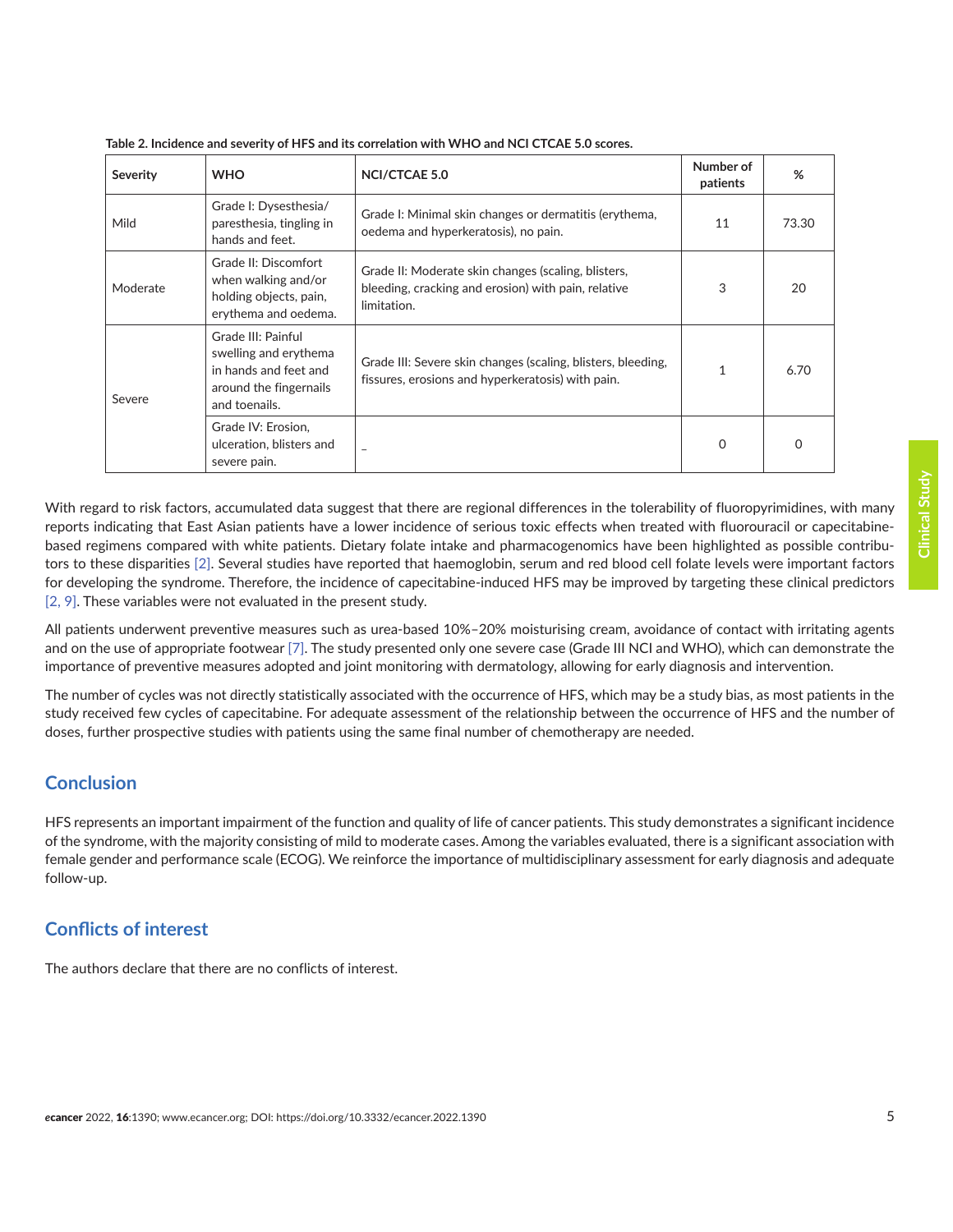**Table 2. Incidence and severity of HFS and its correlation with WHO and NCI CTCAE 5.0 scores.**

| Severity | WHO | NCI/CTCAE 5.0 | Number of patients | % |
|---|---|---|---|---|
| Mild | Grade I: Dysesthesia/ paresthesia, tingling in hands and feet. | Grade I: Minimal skin changes or dermatitis (erythema, oedema and hyperkeratosis), no pain. | 11 | 73.30 |
| Moderate | Grade II: Discomfort when walking and/or holding objects, pain, erythema and oedema. | Grade II: Moderate skin changes (scaling, blisters, bleeding, cracking and erosion) with pain, relative limitation. | 3 | 20 |
| Severe | Grade III: Painful swelling and erythema in hands and feet and around the fingernails and toenails. | Grade III: Severe skin changes (scaling, blisters, bleeding, fissures, erosions and hyperkeratosis) with pain. | 1 | 6.70 |
| | Grade IV: Erosion, ulceration, blisters and severe pain. | – | 0 | 0 |

With regard to risk factors, accumulated data suggest that there are regional differences in the tolerability of fluoropyrimidines, with many reports indicating that East Asian patients have a lower incidence of serious toxic effects when treated with fluorouracil or capecitabine-based regimens compared with white patients. Dietary folate intake and pharmacogenomics have been highlighted as possible contributors to these disparities [2]. Several studies have reported that haemoglobin, serum and red blood cell folate levels were important factors for developing the syndrome. Therefore, the incidence of capecitabine-induced HFS may be improved by targeting these clinical predictors [2, 9]. These variables were not evaluated in the present study.

All patients underwent preventive measures such as urea-based 10%–20% moisturising cream, avoidance of contact with irritating agents and on the use of appropriate footwear [7]. The study presented only one severe case (Grade III NCI and WHO), which can demonstrate the importance of preventive measures adopted and joint monitoring with dermatology, allowing for early diagnosis and intervention.

The number of cycles was not directly statistically associated with the occurrence of HFS, which may be a study bias, as most patients in the study received few cycles of capecitabine. For adequate assessment of the relationship between the occurrence of HFS and the number of doses, further prospective studies with patients using the same final number of chemotherapy are needed.

## Conclusion

HFS represents an important impairment of the function and quality of life of cancer patients. This study demonstrates a significant incidence of the syndrome, with the majority consisting of mild to moderate cases. Among the variables evaluated, there is a significant association with female gender and performance scale (ECOG). We reinforce the importance of multidisciplinary assessment for early diagnosis and adequate follow-up.

## Conflicts of interest

The authors declare that there are no conflicts of interest.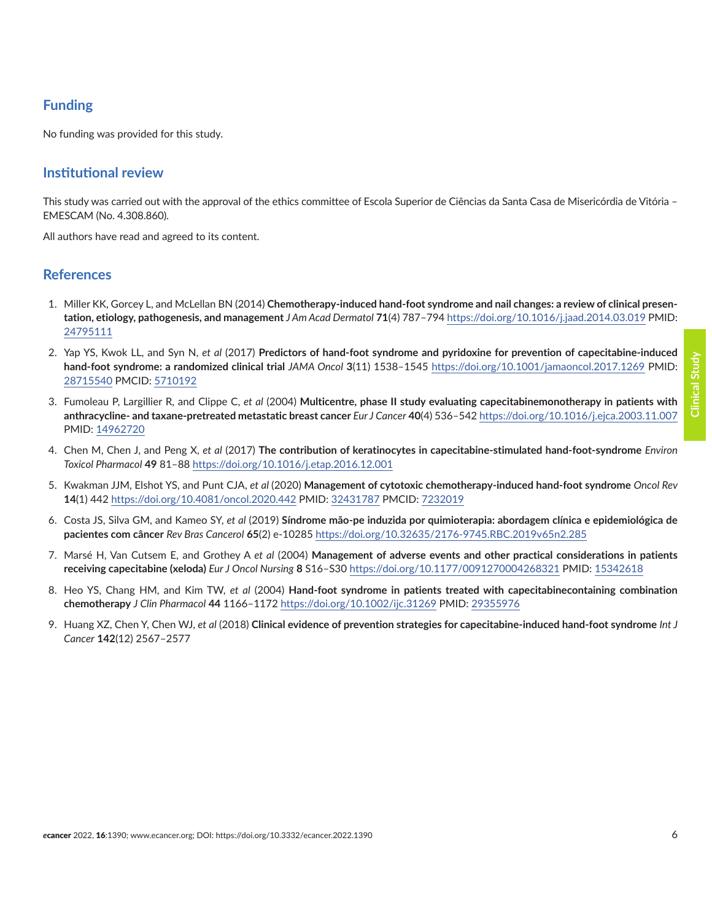## Funding

No funding was provided for this study.

## Institutional review

This study was carried out with the approval of the ethics committee of Escola Superior de Ciências da Santa Casa de Misericórdia de Vitória – EMESCAM (No. 4.308.860).

All authors have read and agreed to its content.

## References

1. Miller KK, Gorcey L, and McLellan BN (2014) **Chemotherapy-induced hand-foot syndrome and nail changes: a review of clinical presentation, etiology, pathogenesis, and management** *J Am Acad Dermatol* **71**(4) 787–794 https://doi.org/10.1016/j.jaad.2014.03.019 PMID: 24795111

2. Yap YS, Kwok LL, and Syn N, *et al* (2017) **Predictors of hand-foot syndrome and pyridoxine for prevention of capecitabine-induced hand-foot syndrome: a randomized clinical trial** *JAMA Oncol* **3**(11) 1538–1545 https://doi.org/10.1001/jamaoncol.2017.1269 PMID: 28715540 PMCID: 5710192

3. Fumoleau P, Largillier R, and Clippe C, *et al* (2004) **Multicentre, phase II study evaluating capecitabinemonotherapy in patients with anthracycline- and taxane-pretreated metastatic breast cancer** *Eur J Cancer* **40**(4) 536–542 https://doi.org/10.1016/j.ejca.2003.11.007 PMID: 14962720

4. Chen M, Chen J, and Peng X, *et al* (2017) **The contribution of keratinocytes in capecitabine-stimulated hand-foot-syndrome** *Environ Toxicol Pharmacol* **49** 81–88 https://doi.org/10.1016/j.etap.2016.12.001

5. Kwakman JJM, Elshot YS, and Punt CJA, *et al* (2020) **Management of cytotoxic chemotherapy-induced hand-foot syndrome** *Oncol Rev* **14**(1) 442 https://doi.org/10.4081/oncol.2020.442 PMID: 32431787 PMCID: 7232019

6. Costa JS, Silva GM, and Kameo SY, *et al* (2019) **Síndrome mão-pe induzida por quimioterapia: abordagem clínica e epidemiológica de pacientes com câncer** *Rev Bras Cancerol* **65**(2) e-10285 https://doi.org/10.32635/2176-9745.RBC.2019v65n2.285

7. Marsé H, Van Cutsem E, and Grothey A *et al* (2004) **Management of adverse events and other practical considerations in patients receiving capecitabine (xeloda)** *Eur J Oncol Nursing* **8** S16–S30 https://doi.org/10.1177/0091270004268321 PMID: 15342618

8. Heo YS, Chang HM, and Kim TW, *et al* (2004) **Hand-foot syndrome in patients treated with capecitabinecontaining combination chemotherapy** *J Clin Pharmacol* **44** 1166–1172 https://doi.org/10.1002/ijc.31269 PMID: 29355976

9. Huang XZ, Chen Y, Chen WJ, *et al* (2018) **Clinical evidence of prevention strategies for capecitabine-induced hand-foot syndrome** *Int J Cancer* **142**(12) 2567–2577